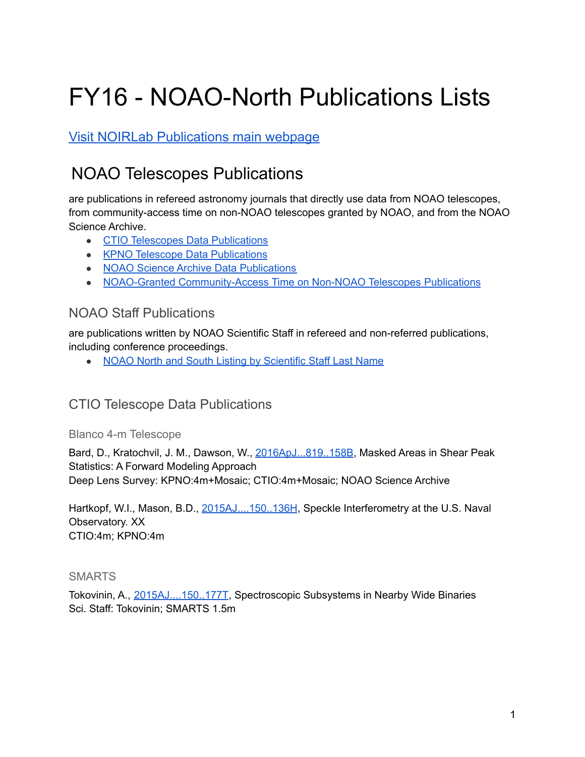# FY16 - NOAO-North Publications Lists

[Visit NOIRLab Publications main webpage]

## NOAO Telescopes Publications

are publications in refereed astronomy journals that directly use data from NOAO telescopes, from community-access time on non-NOAO telescopes granted by NOAO, and from the NOAO Science Archive.

- CTIO Telescopes Data Publications
- KPNO Telescope Data Publications
- NOAO Science Archive Data Publications
- NOAO-Granted Community-Access Time on Non-NOAO Telescopes Publications

### NOAO Staff Publications

are publications written by NOAO Scientific Staff in refereed and non-referred publications, including conference proceedings.

- NOAO North and South Listing by Scientific Staff Last Name

### CTIO Telescope Data Publications

#### Blanco 4-m Telescope

Bard, D., Kratochvil, J. M., Dawson, W., 2016ApJ...819..158B, Masked Areas in Shear Peak Statistics: A Forward Modeling Approach
Deep Lens Survey: KPNO:4m+Mosaic; CTIO:4m+Mosaic; NOAO Science Archive

Hartkopf, W.I., Mason, B.D., 2015AJ....150..136H, Speckle Interferometry at the U.S. Naval Observatory. XX
CTIO:4m; KPNO:4m

#### SMARTS

Tokovinin, A., 2015AJ....150..177T, Spectroscopic Subsystems in Nearby Wide Binaries
Sci. Staff: Tokovinin; SMARTS 1.5m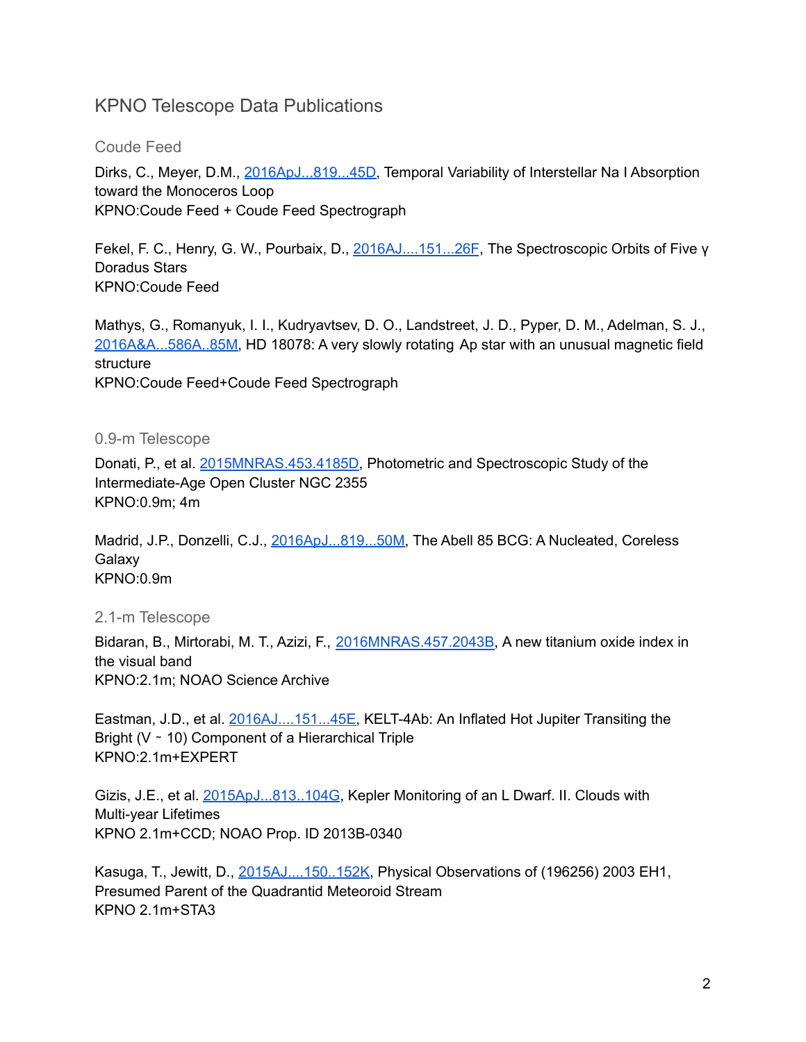# KPNO Telescope Data Publications

## Coude Feed

Dirks, C., Meyer, D.M., 2016ApJ...819...45D, Temporal Variability of Interstellar Na I Absorption toward the Monoceros Loop
KPNO:Coude Feed + Coude Feed Spectrograph

Fekel, F. C., Henry, G. W., Pourbaix, D., 2016AJ....151...26F, The Spectroscopic Orbits of Five γ Doradus Stars
KPNO:Coude Feed

Mathys, G., Romanyuk, I. I., Kudryavtsev, D. O., Landstreet, J. D., Pyper, D. M., Adelman, S. J., 2016A&A...586A..85M, HD 18078: A very slowly rotating Ap star with an unusual magnetic field structure
KPNO:Coude Feed+Coude Feed Spectrograph

## 0.9-m Telescope

Donati, P., et al. 2015MNRAS.453.4185D, Photometric and Spectroscopic Study of the Intermediate-Age Open Cluster NGC 2355
KPNO:0.9m; 4m

Madrid, J.P., Donzelli, C.J., 2016ApJ...819...50M, The Abell 85 BCG: A Nucleated, Coreless Galaxy
KPNO:0.9m

## 2.1-m Telescope

Bidaran, B., Mirtorabi, M. T., Azizi, F., 2016MNRAS.457.2043B, A new titanium oxide index in the visual band
KPNO:2.1m; NOAO Science Archive

Eastman, J.D., et al. 2016AJ....151...45E, KELT-4Ab: An Inflated Hot Jupiter Transiting the Bright (V ~ 10) Component of a Hierarchical Triple
KPNO:2.1m+EXPERT

Gizis, J.E., et al. 2015ApJ...813..104G, Kepler Monitoring of an L Dwarf. II. Clouds with Multi-year Lifetimes
KPNO 2.1m+CCD; NOAO Prop. ID 2013B-0340

Kasuga, T., Jewitt, D., 2015AJ....150..152K, Physical Observations of (196256) 2003 EH1, Presumed Parent of the Quadrantid Meteoroid Stream
KPNO 2.1m+STA3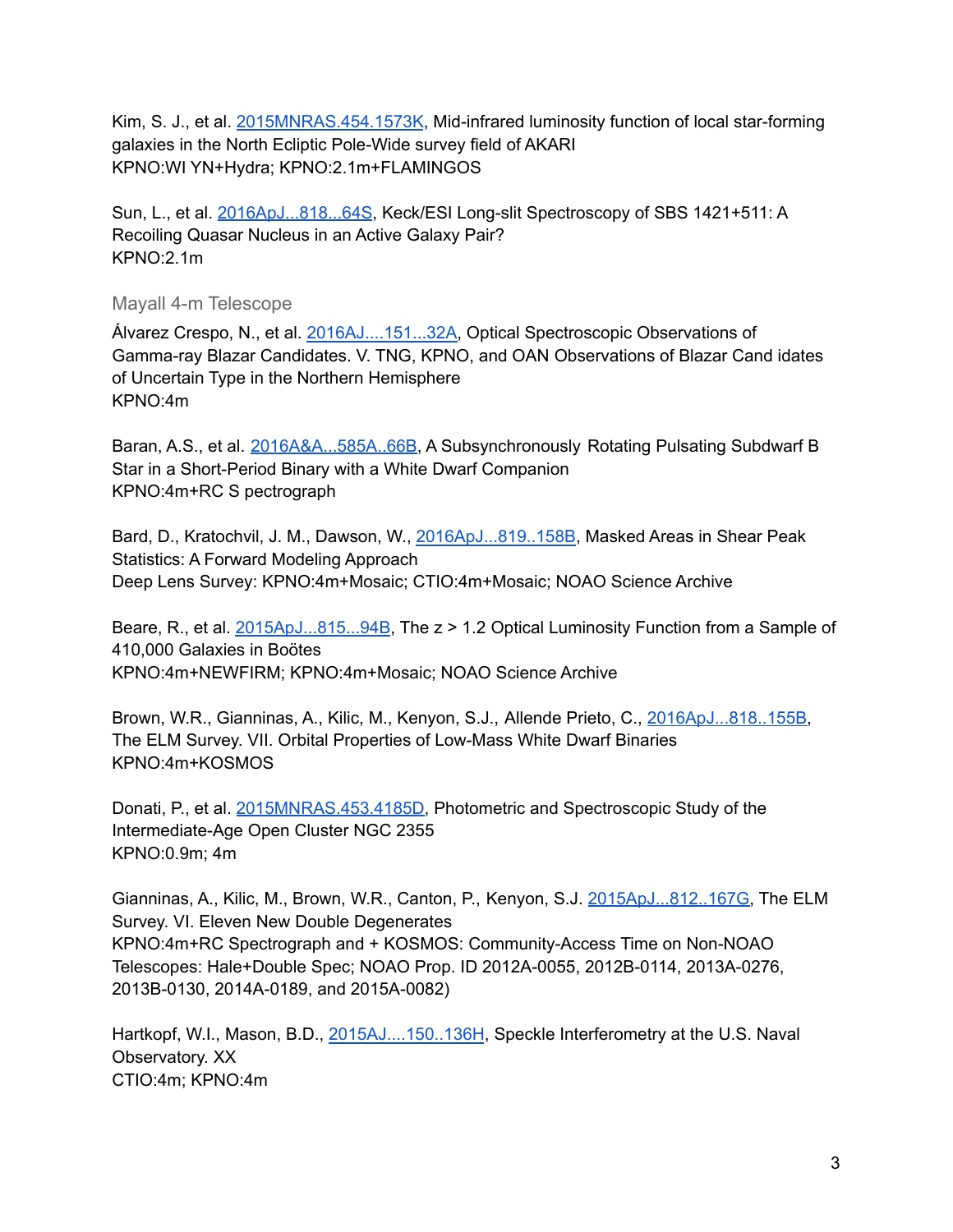Kim, S. J., et al. [2015MNRAS.454.1573K](2015MNRAS.454.1573K), Mid-infrared luminosity function of local star-forming galaxies in the North Ecliptic Pole-Wide survey field of AKARI
KPNO:WI YN+Hydra; KPNO:2.1m+FLAMINGOS

Sun, L., et al. [2016ApJ...818...64S](2016ApJ...818...64S), Keck/ESI Long-slit Spectroscopy of SBS 1421+511: A Recoiling Quasar Nucleus in an Active Galaxy Pair?
KPNO:2.1m

### Mayall 4-m Telescope

Álvarez Crespo, N., et al. [2016AJ....151...32A](2016AJ....151...32A), Optical Spectroscopic Observations of Gamma-ray Blazar Candidates. V. TNG, KPNO, and OAN Observations of Blazar Cand idates of Uncertain Type in the Northern Hemisphere
KPNO:4m

Baran, A.S., et al. [2016A&A...585A..66B](2016A&A...585A..66B), A Subsynchronously Rotating Pulsating Subdwarf B Star in a Short-Period Binary with a White Dwarf Companion
KPNO:4m+RC S pectrograph

Bard, D., Kratochvil, J. M., Dawson, W., [2016ApJ...819..158B](2016ApJ...819..158B), Masked Areas in Shear Peak Statistics: A Forward Modeling Approach
Deep Lens Survey: KPNO:4m+Mosaic; CTIO:4m+Mosaic; NOAO Science Archive

Beare, R., et al. [2015ApJ...815...94B](2015ApJ...815...94B), The z > 1.2 Optical Luminosity Function from a Sample of 410,000 Galaxies in Boötes
KPNO:4m+NEWFIRM; KPNO:4m+Mosaic; NOAO Science Archive

Brown, W.R., Gianninas, A., Kilic, M., Kenyon, S.J., Allende Prieto, C., [2016ApJ...818..155B](2016ApJ...818..155B), The ELM Survey. VII. Orbital Properties of Low-Mass White Dwarf Binaries
KPNO:4m+KOSMOS

Donati, P., et al. [2015MNRAS.453.4185D](2015MNRAS.453.4185D), Photometric and Spectroscopic Study of the Intermediate-Age Open Cluster NGC 2355
KPNO:0.9m; 4m

Gianninas, A., Kilic, M., Brown, W.R., Canton, P., Kenyon, S.J. [2015ApJ...812..167G](2015ApJ...812..167G), The ELM Survey. VI. Eleven New Double Degenerates
KPNO:4m+RC Spectrograph and + KOSMOS: Community-Access Time on Non-NOAO Telescopes: Hale+Double Spec; NOAO Prop. ID 2012A-0055, 2012B-0114, 2013A-0276, 2013B-0130, 2014A-0189, and 2015A-0082)

Hartkopf, W.I., Mason, B.D., [2015AJ....150..136H](2015AJ....150..136H), Speckle Interferometry at the U.S. Naval Observatory. XX
CTIO:4m; KPNO:4m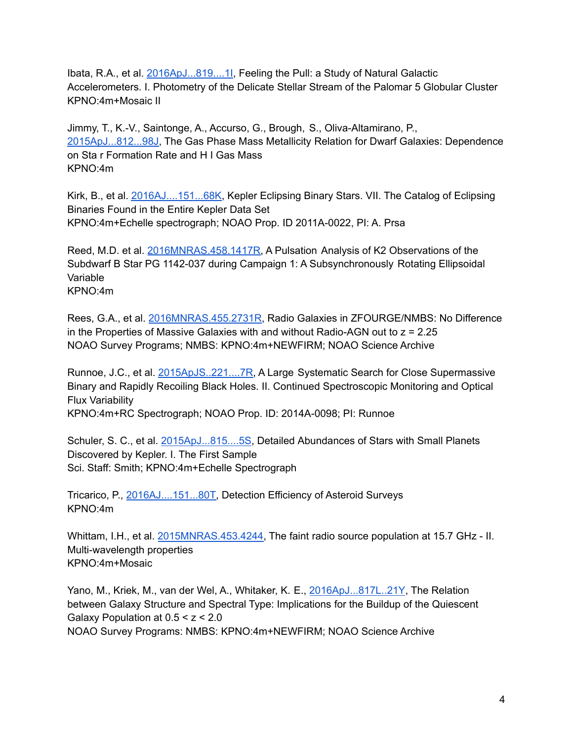Ibata, R.A., et al. 2016ApJ...819....1I, Feeling the Pull: a Study of Natural Galactic Accelerometers. I. Photometry of the Delicate Stellar Stream of the Palomar 5 Globular Cluster
KPNO:4m+Mosaic II

Jimmy, T., K.-V., Saintonge, A., Accurso, G., Brough, S., Oliva-Altamirano, P., 2015ApJ...812...98J, The Gas Phase Mass Metallicity Relation for Dwarf Galaxies: Dependence on Sta r Formation Rate and H I Gas Mass
KPNO:4m

Kirk, B., et al. 2016AJ....151...68K, Kepler Eclipsing Binary Stars. VII. The Catalog of Eclipsing Binaries Found in the Entire Kepler Data Set
KPNO:4m+Echelle spectrograph; NOAO Prop. ID 2011A-0022, PI: A. Prsa

Reed, M.D. et al. 2016MNRAS.458.1417R, A Pulsation Analysis of K2 Observations of the Subdwarf B Star PG 1142-037 during Campaign 1: A Subsynchronously Rotating Ellipsoidal Variable
KPNO:4m

Rees, G.A., et al. 2016MNRAS.455.2731R, Radio Galaxies in ZFOURGE/NMBS: No Difference in the Properties of Massive Galaxies with and without Radio-AGN out to z = 2.25
NOAO Survey Programs; NMBS: KPNO:4m+NEWFIRM; NOAO Science Archive

Runnoe, J.C., et al. 2015ApJS..221....7R, A Large Systematic Search for Close Supermassive Binary and Rapidly Recoiling Black Holes. II. Continued Spectroscopic Monitoring and Optical Flux Variability
KPNO:4m+RC Spectrograph; NOAO Prop. ID: 2014A-0098; PI: Runnoe

Schuler, S. C., et al. 2015ApJ...815....5S, Detailed Abundances of Stars with Small Planets Discovered by Kepler. I. The First Sample
Sci. Staff: Smith; KPNO:4m+Echelle Spectrograph

Tricarico, P., 2016AJ....151...80T, Detection Efficiency of Asteroid Surveys
KPNO:4m

Whittam, I.H., et al. 2015MNRAS.453.4244, The faint radio source population at 15.7 GHz - II. Multi-wavelength properties
KPNO:4m+Mosaic

Yano, M., Kriek, M., van der Wel, A., Whitaker, K. E., 2016ApJ...817L..21Y, The Relation between Galaxy Structure and Spectral Type: Implications for the Buildup of the Quiescent Galaxy Population at 0.5 < z < 2.0
NOAO Survey Programs: NMBS: KPNO:4m+NEWFIRM; NOAO Science Archive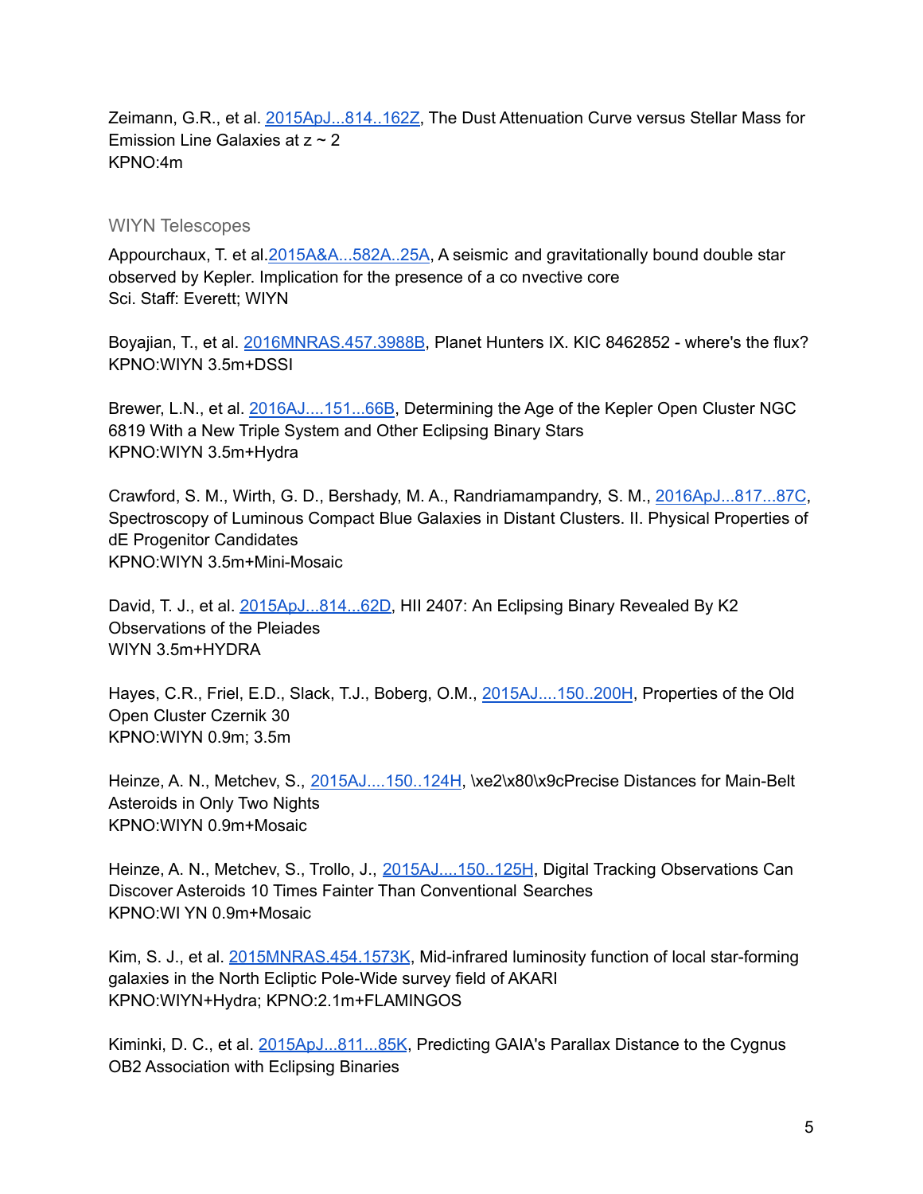Zeimann, G.R., et al. [2015ApJ...814..162Z](2015ApJ...814..162Z), The Dust Attenuation Curve versus Stellar Mass for Emission Line Galaxies at z ~ 2
KPNO:4m

## WIYN Telescopes

Appourchaux, T. et al.[2015A&A...582A..25A](2015A&A...582A..25A), A seismic and gravitationally bound double star observed by Kepler. Implication for the presence of a co nvective core
Sci. Staff: Everett; WIYN

Boyajian, T., et al. [2016MNRAS.457.3988B](2016MNRAS.457.3988B), Planet Hunters IX. KIC 8462852 - where's the flux?
KPNO:WIYN 3.5m+DSSI

Brewer, L.N., et al. [2016AJ....151...66B](2016AJ....151...66B), Determining the Age of the Kepler Open Cluster NGC 6819 With a New Triple System and Other Eclipsing Binary Stars
KPNO:WIYN 3.5m+Hydra

Crawford, S. M., Wirth, G. D., Bershady, M. A., Randriamampandry, S. M., [2016ApJ...817...87C](2016ApJ...817...87C), Spectroscopy of Luminous Compact Blue Galaxies in Distant Clusters. II. Physical Properties of dE Progenitor Candidates
KPNO:WIYN 3.5m+Mini-Mosaic

David, T. J., et al. [2015ApJ...814...62D](2015ApJ...814...62D), HII 2407: An Eclipsing Binary Revealed By K2 Observations of the Pleiades
WIYN 3.5m+HYDRA

Hayes, C.R., Friel, E.D., Slack, T.J., Boberg, O.M., [2015AJ....150..200H](2015AJ....150..200H), Properties of the Old Open Cluster Czernik 30
KPNO:WIYN 0.9m; 3.5m

Heinze, A. N., Metchev, S., [2015AJ....150..124H](2015AJ....150..124H), \xe2\x80\x9cPrecise Distances for Main-Belt Asteroids in Only Two Nights
KPNO:WIYN 0.9m+Mosaic

Heinze, A. N., Metchev, S., Trollo, J., [2015AJ....150..125H](2015AJ....150..125H), Digital Tracking Observations Can Discover Asteroids 10 Times Fainter Than Conventional Searches
KPNO:WI YN 0.9m+Mosaic

Kim, S. J., et al. [2015MNRAS.454.1573K](2015MNRAS.454.1573K), Mid-infrared luminosity function of local star-forming galaxies in the North Ecliptic Pole-Wide survey field of AKARI
KPNO:WIYN+Hydra; KPNO:2.1m+FLAMINGOS

Kiminki, D. C., et al. [2015ApJ...811...85K](2015ApJ...811...85K), Predicting GAIA's Parallax Distance to the Cygnus OB2 Association with Eclipsing Binaries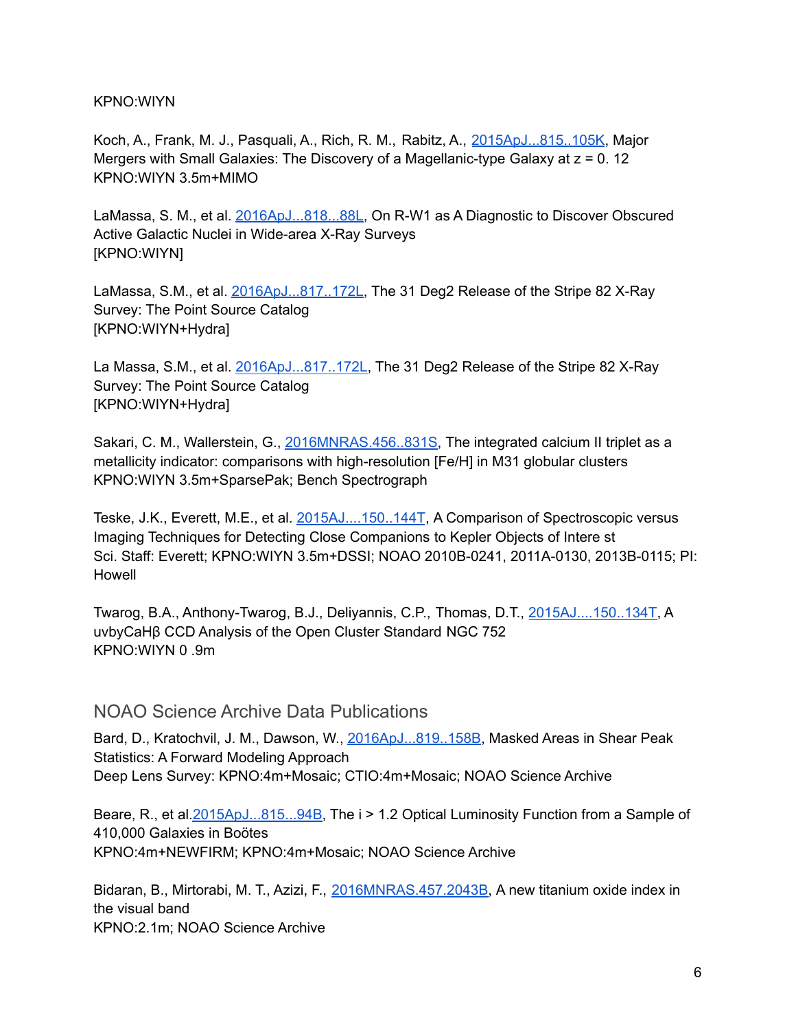KPNO:WIYN

Koch, A., Frank, M. J., Pasquali, A., Rich, R. M., Rabitz, A., 2015ApJ...815..105K, Major Mergers with Small Galaxies: The Discovery of a Magellanic-type Galaxy at z = 0. 12
KPNO:WIYN 3.5m+MIMO

LaMassa, S. M., et al. 2016ApJ...818...88L, On R-W1 as A Diagnostic to Discover Obscured Active Galactic Nuclei in Wide-area X-Ray Surveys
[KPNO:WIYN]

LaMassa, S.M., et al. 2016ApJ...817..172L, The 31 Deg2 Release of the Stripe 82 X-Ray Survey: The Point Source Catalog
[KPNO:WIYN+Hydra]

La Massa, S.M., et al. 2016ApJ...817..172L, The 31 Deg2 Release of the Stripe 82 X-Ray Survey: The Point Source Catalog
[KPNO:WIYN+Hydra]

Sakari, C. M., Wallerstein, G., 2016MNRAS.456..831S, The integrated calcium II triplet as a metallicity indicator: comparisons with high-resolution [Fe/H] in M31 globular clusters
KPNO:WIYN 3.5m+SparsePak; Bench Spectrograph

Teske, J.K., Everett, M.E., et al. 2015AJ....150..144T, A Comparison of Spectroscopic versus Imaging Techniques for Detecting Close Companions to Kepler Objects of Intere st
Sci. Staff: Everett; KPNO:WIYN 3.5m+DSSI; NOAO 2010B-0241, 2011A-0130, 2013B-0115; PI: Howell

Twarog, B.A., Anthony-Twarog, B.J., Deliyannis, C.P., Thomas, D.T., 2015AJ....150..134T, A uvbyCaHβ CCD Analysis of the Open Cluster Standard NGC 752
KPNO:WIYN 0 .9m

## NOAO Science Archive Data Publications

Bard, D., Kratochvil, J. M., Dawson, W., 2016ApJ...819..158B, Masked Areas in Shear Peak Statistics: A Forward Modeling Approach
Deep Lens Survey: KPNO:4m+Mosaic; CTIO:4m+Mosaic; NOAO Science Archive

Beare, R., et al.2015ApJ...815...94B, The i > 1.2 Optical Luminosity Function from a Sample of 410,000 Galaxies in Boötes
KPNO:4m+NEWFIRM; KPNO:4m+Mosaic; NOAO Science Archive

Bidaran, B., Mirtorabi, M. T., Azizi, F., 2016MNRAS.457.2043B, A new titanium oxide index in the visual band
KPNO:2.1m; NOAO Science Archive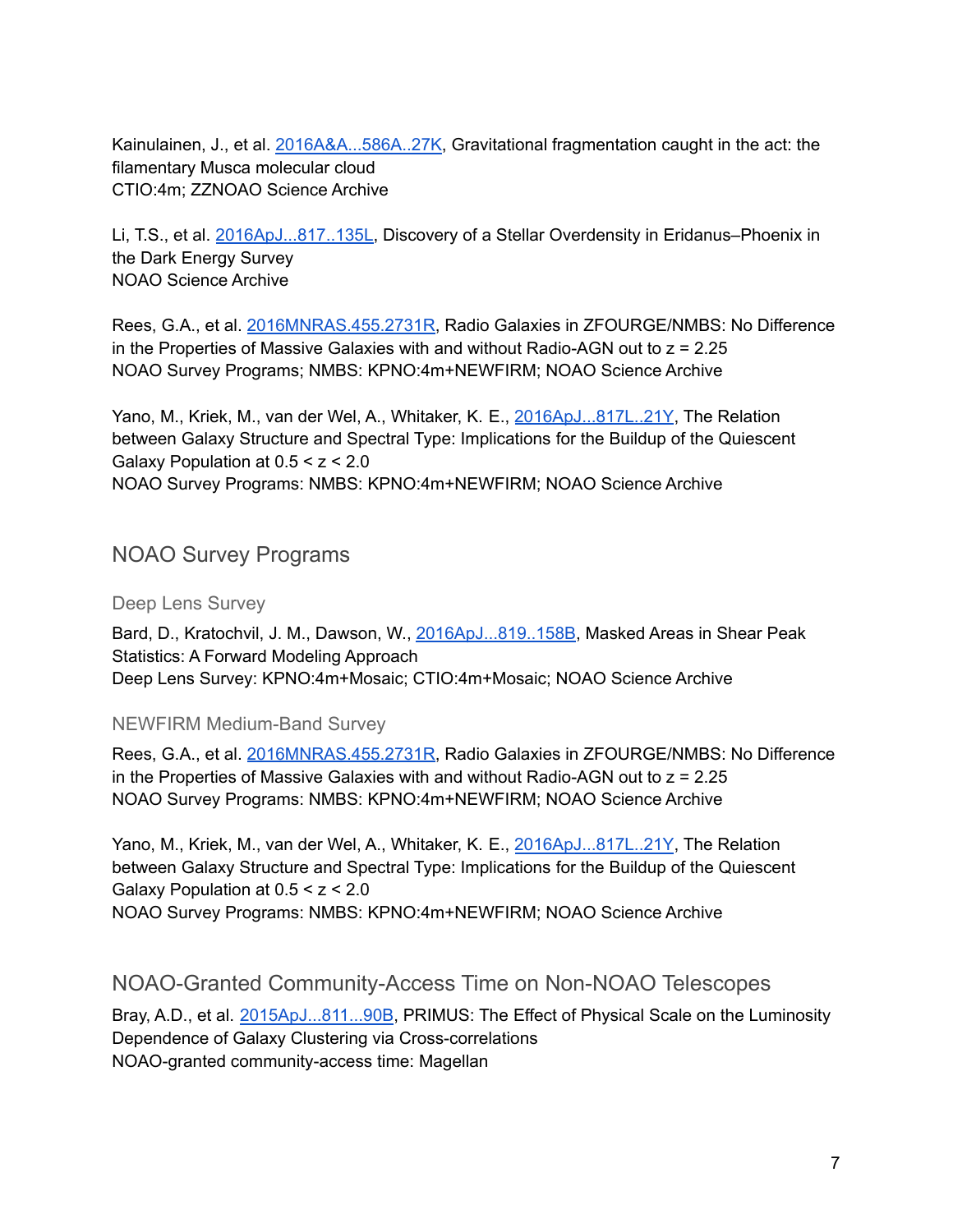Kainulainen, J., et al. [2016A&A...586A..27K](), Gravitational fragmentation caught in the act: the filamentary Musca molecular cloud
CTIO:4m; ZZNOAO Science Archive

Li, T.S., et al. [2016ApJ...817..135L](), Discovery of a Stellar Overdensity in Eridanus–Phoenix in the Dark Energy Survey
NOAO Science Archive

Rees, G.A., et al. [2016MNRAS.455.2731R](), Radio Galaxies in ZFOURGE/NMBS: No Difference in the Properties of Massive Galaxies with and without Radio-AGN out to $z = 2.25$
NOAO Survey Programs; NMBS: KPNO:4m+NEWFIRM; NOAO Science Archive

Yano, M., Kriek, M., van der Wel, A., Whitaker, K. E., [2016ApJ...817L..21Y](), The Relation between Galaxy Structure and Spectral Type: Implications for the Buildup of the Quiescent Galaxy Population at $0.5 < z < 2.0$
NOAO Survey Programs: NMBS: KPNO:4m+NEWFIRM; NOAO Science Archive

## NOAO Survey Programs

### Deep Lens Survey

Bard, D., Kratochvil, J. M., Dawson, W., [2016ApJ...819..158B](), Masked Areas in Shear Peak Statistics: A Forward Modeling Approach
Deep Lens Survey: KPNO:4m+Mosaic; CTIO:4m+Mosaic; NOAO Science Archive

### NEWFIRM Medium-Band Survey

Rees, G.A., et al. [2016MNRAS.455.2731R](), Radio Galaxies in ZFOURGE/NMBS: No Difference in the Properties of Massive Galaxies with and without Radio-AGN out to $z = 2.25$
NOAO Survey Programs: NMBS: KPNO:4m+NEWFIRM; NOAO Science Archive

Yano, M., Kriek, M., van der Wel, A., Whitaker, K. E., [2016ApJ...817L..21Y](), The Relation between Galaxy Structure and Spectral Type: Implications for the Buildup of the Quiescent Galaxy Population at $0.5 < z < 2.0$
NOAO Survey Programs: NMBS: KPNO:4m+NEWFIRM; NOAO Science Archive

## NOAO-Granted Community-Access Time on Non-NOAO Telescopes

Bray, A.D., et al. [2015ApJ...811...90B](), PRIMUS: The Effect of Physical Scale on the Luminosity Dependence of Galaxy Clustering via Cross-correlations
NOAO-granted community-access time: Magellan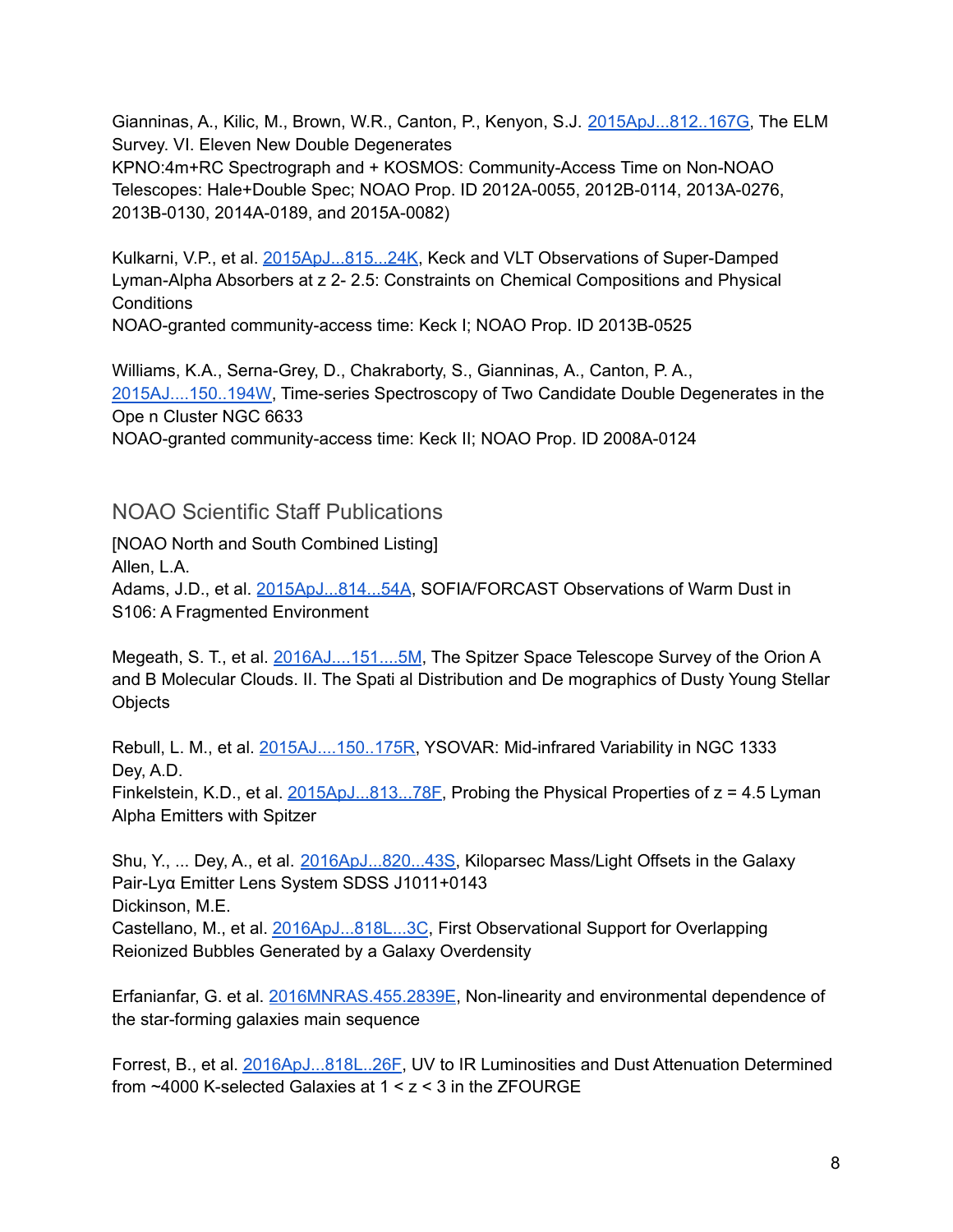Gianninas, A., Kilic, M., Brown, W.R., Canton, P., Kenyon, S.J. 2015ApJ...812..167G, The ELM Survey. VI. Eleven New Double Degenerates
KPNO:4m+RC Spectrograph and + KOSMOS: Community-Access Time on Non-NOAO Telescopes: Hale+Double Spec; NOAO Prop. ID 2012A-0055, 2012B-0114, 2013A-0276, 2013B-0130, 2014A-0189, and 2015A-0082)

Kulkarni, V.P., et al. 2015ApJ...815...24K, Keck and VLT Observations of Super-Damped Lyman-Alpha Absorbers at z 2- 2.5: Constraints on Chemical Compositions and Physical Conditions
NOAO-granted community-access time: Keck I; NOAO Prop. ID 2013B-0525

Williams, K.A., Serna-Grey, D., Chakraborty, S., Gianninas, A., Canton, P. A., 2015AJ....150..194W, Time-series Spectroscopy of Two Candidate Double Degenerates in the Ope n Cluster NGC 6633
NOAO-granted community-access time: Keck II; NOAO Prop. ID 2008A-0124

## NOAO Scientific Staff Publications

[NOAO North and South Combined Listing]
Allen, L.A.
Adams, J.D., et al. 2015ApJ...814...54A, SOFIA/FORCAST Observations of Warm Dust in S106: A Fragmented Environment

Megeath, S. T., et al. 2016AJ....151....5M, The Spitzer Space Telescope Survey of the Orion A and B Molecular Clouds. II. The Spati al Distribution and De mographics of Dusty Young Stellar Objects

Rebull, L. M., et al. 2015AJ....150..175R, YSOVAR: Mid-infrared Variability in NGC 1333
Dey, A.D.
Finkelstein, K.D., et al. 2015ApJ...813...78F, Probing the Physical Properties of z = 4.5 Lyman Alpha Emitters with Spitzer

Shu, Y., ... Dey, A., et al. 2016ApJ...820...43S, Kiloparsec Mass/Light Offsets in the Galaxy Pair-Lyα Emitter Lens System SDSS J1011+0143
Dickinson, M.E.
Castellano, M., et al. 2016ApJ...818L...3C, First Observational Support for Overlapping Reionized Bubbles Generated by a Galaxy Overdensity

Erfanianfar, G. et al. 2016MNRAS.455.2839E, Non-linearity and environmental dependence of the star-forming galaxies main sequence

Forrest, B., et al. 2016ApJ...818L..26F, UV to IR Luminosities and Dust Attenuation Determined from ~4000 K-selected Galaxies at 1 < z < 3 in the ZFOURGE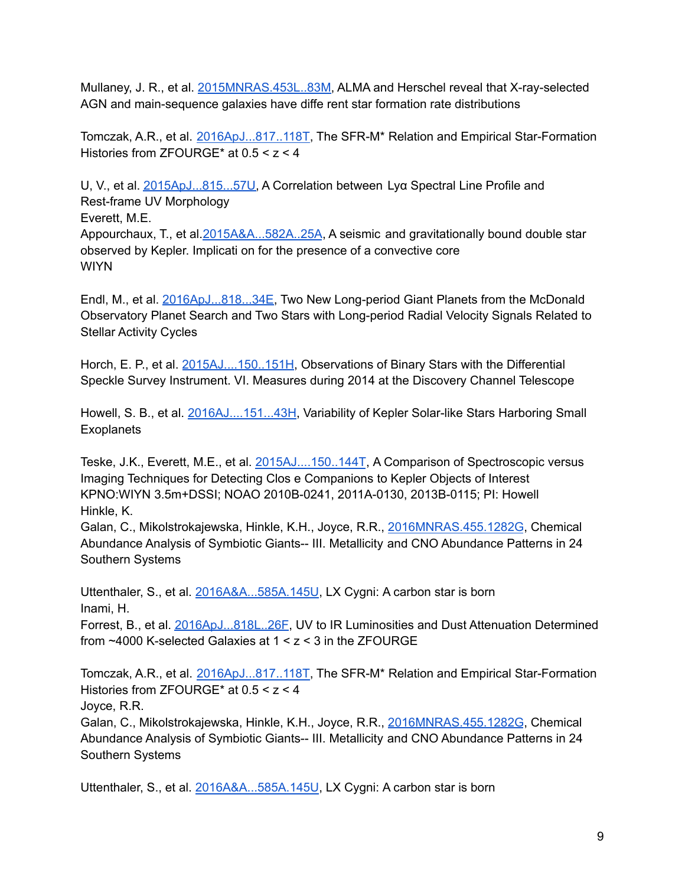Mullaney, J. R., et al. [2015MNRAS.453L..83M](), ALMA and Herschel reveal that X-ray-selected AGN and main-sequence galaxies have diffe rent star formation rate distributions

Tomczak, A.R., et al. [2016ApJ...817..118T](), The SFR-M* Relation and Empirical Star-Formation Histories from ZFOURGE* at 0.5 < z < 4

U, V., et al. [2015ApJ...815...57U](), A Correlation between Lyα Spectral Line Profile and Rest-frame UV Morphology

Everett, M.E.

Appourchaux, T., et al.[2015A&A...582A..25A](), A seismic and gravitationally bound double star observed by Kepler. Implicati on for the presence of a convective core

WIYN

Endl, M., et al. [2016ApJ...818...34E](), Two New Long-period Giant Planets from the McDonald Observatory Planet Search and Two Stars with Long-period Radial Velocity Signals Related to Stellar Activity Cycles

Horch, E. P., et al. [2015AJ....150..151H](), Observations of Binary Stars with the Differential Speckle Survey Instrument. VI. Measures during 2014 at the Discovery Channel Telescope

Howell, S. B., et al. [2016AJ....151...43H](), Variability of Kepler Solar-like Stars Harboring Small Exoplanets

Teske, J.K., Everett, M.E., et al. [2015AJ....150..144T](), A Comparison of Spectroscopic versus Imaging Techniques for Detecting Clos e Companions to Kepler Objects of Interest

KPNO:WIYN 3.5m+DSSI; NOAO 2010B-0241, 2011A-0130, 2013B-0115; PI: Howell

Hinkle, K.

Galan, C., Mikolstrokajewska, Hinkle, K.H., Joyce, R.R., [2016MNRAS.455.1282G](), Chemical Abundance Analysis of Symbiotic Giants-- III. Metallicity and CNO Abundance Patterns in 24 Southern Systems

Uttenthaler, S., et al. [2016A&A...585A.145U](), LX Cygni: A carbon star is born

Inami, H.

Forrest, B., et al. [2016ApJ...818L..26F](), UV to IR Luminosities and Dust Attenuation Determined from ~4000 K-selected Galaxies at 1 < z < 3 in the ZFOURGE

Tomczak, A.R., et al. [2016ApJ...817..118T](), The SFR-M* Relation and Empirical Star-Formation Histories from ZFOURGE* at 0.5 < z < 4

Joyce, R.R.

Galan, C., Mikolstrokajewska, Hinkle, K.H., Joyce, R.R., [2016MNRAS.455.1282G](), Chemical Abundance Analysis of Symbiotic Giants-- III. Metallicity and CNO Abundance Patterns in 24 Southern Systems

Uttenthaler, S., et al. [2016A&A...585A.145U](), LX Cygni: A carbon star is born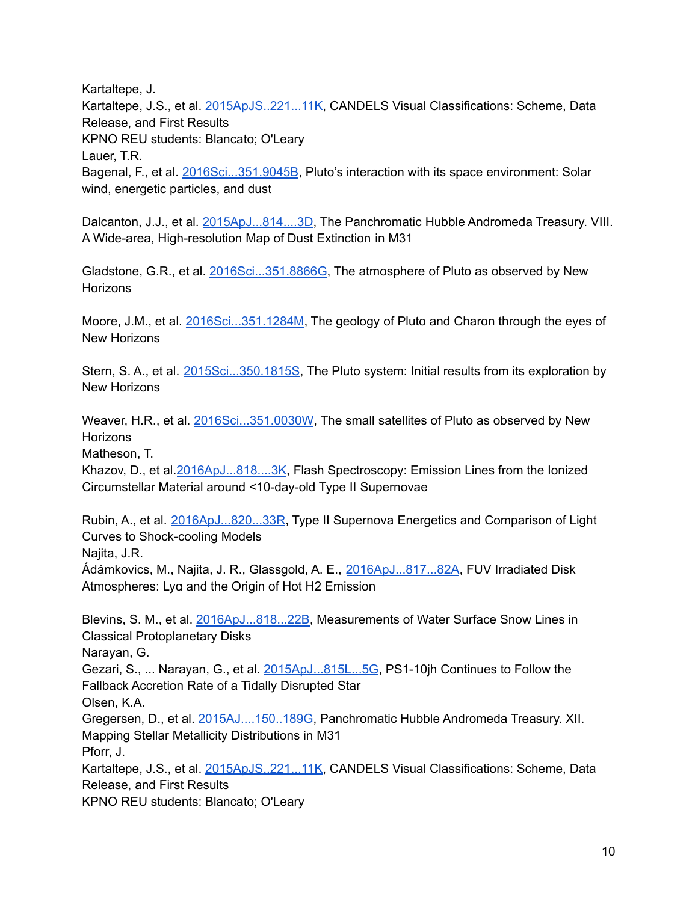Kartaltepe, J.
Kartaltepe, J.S., et al. 2015ApJS..221...11K, CANDELS Visual Classifications: Scheme, Data Release, and First Results
KPNO REU students: Blancato; O'Leary
Lauer, T.R.
Bagenal, F., et al. 2016Sci...351.9045B, Pluto's interaction with its space environment: Solar wind, energetic particles, and dust

Dalcanton, J.J., et al. 2015ApJ...814....3D, The Panchromatic Hubble Andromeda Treasury. VIII. A Wide-area, High-resolution Map of Dust Extinction in M31

Gladstone, G.R., et al. 2016Sci...351.8866G, The atmosphere of Pluto as observed by New Horizons

Moore, J.M., et al. 2016Sci...351.1284M, The geology of Pluto and Charon through the eyes of New Horizons

Stern, S. A., et al. 2015Sci...350.1815S, The Pluto system: Initial results from its exploration by New Horizons

Weaver, H.R., et al. 2016Sci...351.0030W, The small satellites of Pluto as observed by New Horizons
Matheson, T.
Khazov, D., et al.2016ApJ...818....3K, Flash Spectroscopy: Emission Lines from the Ionized Circumstellar Material around <10-day-old Type II Supernovae

Rubin, A., et al. 2016ApJ...820...33R, Type II Supernova Energetics and Comparison of Light Curves to Shock-cooling Models
Najita, J.R.
Ádámkovics, M., Najita, J. R., Glassgold, A. E., 2016ApJ...817...82A, FUV Irradiated Disk Atmospheres: Lyα and the Origin of Hot $H_2$ Emission

Blevins, S. M., et al. 2016ApJ...818...22B, Measurements of Water Surface Snow Lines in Classical Protoplanetary Disks
Narayan, G.
Gezari, S., ... Narayan, G., et al. 2015ApJ...815L...5G, PS1-10jh Continues to Follow the Fallback Accretion Rate of a Tidally Disrupted Star
Olsen, K.A.
Gregersen, D., et al. 2015AJ....150..189G, Panchromatic Hubble Andromeda Treasury. XII. Mapping Stellar Metallicity Distributions in M31
Pforr, J.
Kartaltepe, J.S., et al. 2015ApJS..221...11K, CANDELS Visual Classifications: Scheme, Data Release, and First Results
KPNO REU students: Blancato; O'Leary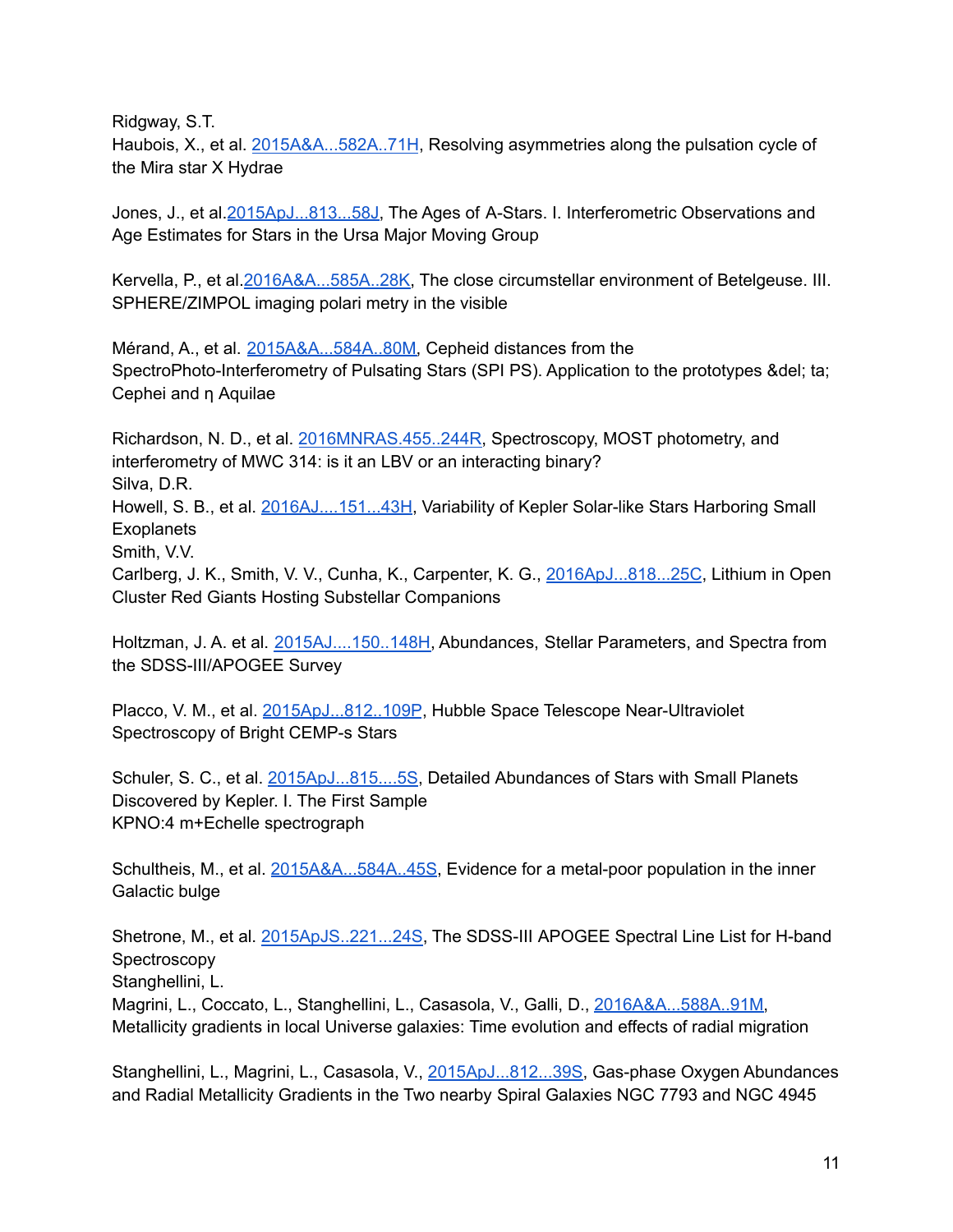Ridgway, S.T.
Haubois, X., et al. 2015A&A...582A..71H, Resolving asymmetries along the pulsation cycle of the Mira star X Hydrae

Jones, J., et al.2015ApJ...813...58J, The Ages of A-Stars. I. Interferometric Observations and Age Estimates for Stars in the Ursa Major Moving Group

Kervella, P., et al.2016A&A...585A..28K, The close circumstellar environment of Betelgeuse. III. SPHERE/ZIMPOL imaging polari metry in the visible

Mérand, A., et al. 2015A&A...584A..80M, Cepheid distances from the SpectroPhoto-Interferometry of Pulsating Stars (SPI PS). Application to the prototypes &del; ta; Cephei and η Aquilae

Richardson, N. D., et al. 2016MNRAS.455..244R, Spectroscopy, MOST photometry, and interferometry of MWC 314: is it an LBV or an interacting binary?
Silva, D.R.
Howell, S. B., et al. 2016AJ....151...43H, Variability of Kepler Solar-like Stars Harboring Small Exoplanets
Smith, V.V.
Carlberg, J. K., Smith, V. V., Cunha, K., Carpenter, K. G., 2016ApJ...818...25C, Lithium in Open Cluster Red Giants Hosting Substellar Companions

Holtzman, J. A. et al. 2015AJ....150..148H, Abundances, Stellar Parameters, and Spectra from the SDSS-III/APOGEE Survey

Placco, V. M., et al. 2015ApJ...812..109P, Hubble Space Telescope Near-Ultraviolet Spectroscopy of Bright CEMP-s Stars

Schuler, S. C., et al. 2015ApJ...815....5S, Detailed Abundances of Stars with Small Planets Discovered by Kepler. I. The First Sample
KPNO:4 m+Echelle spectrograph

Schultheis, M., et al. 2015A&A...584A..45S, Evidence for a metal-poor population in the inner Galactic bulge

Shetrone, M., et al. 2015ApJS..221...24S, The SDSS-III APOGEE Spectral Line List for H-band Spectroscopy
Stanghellini, L.
Magrini, L., Coccato, L., Stanghellini, L., Casasola, V., Galli, D., 2016A&A...588A..91M, Metallicity gradients in local Universe galaxies: Time evolution and effects of radial migration

Stanghellini, L., Magrini, L., Casasola, V., 2015ApJ...812...39S, Gas-phase Oxygen Abundances and Radial Metallicity Gradients in the Two nearby Spiral Galaxies NGC 7793 and NGC 4945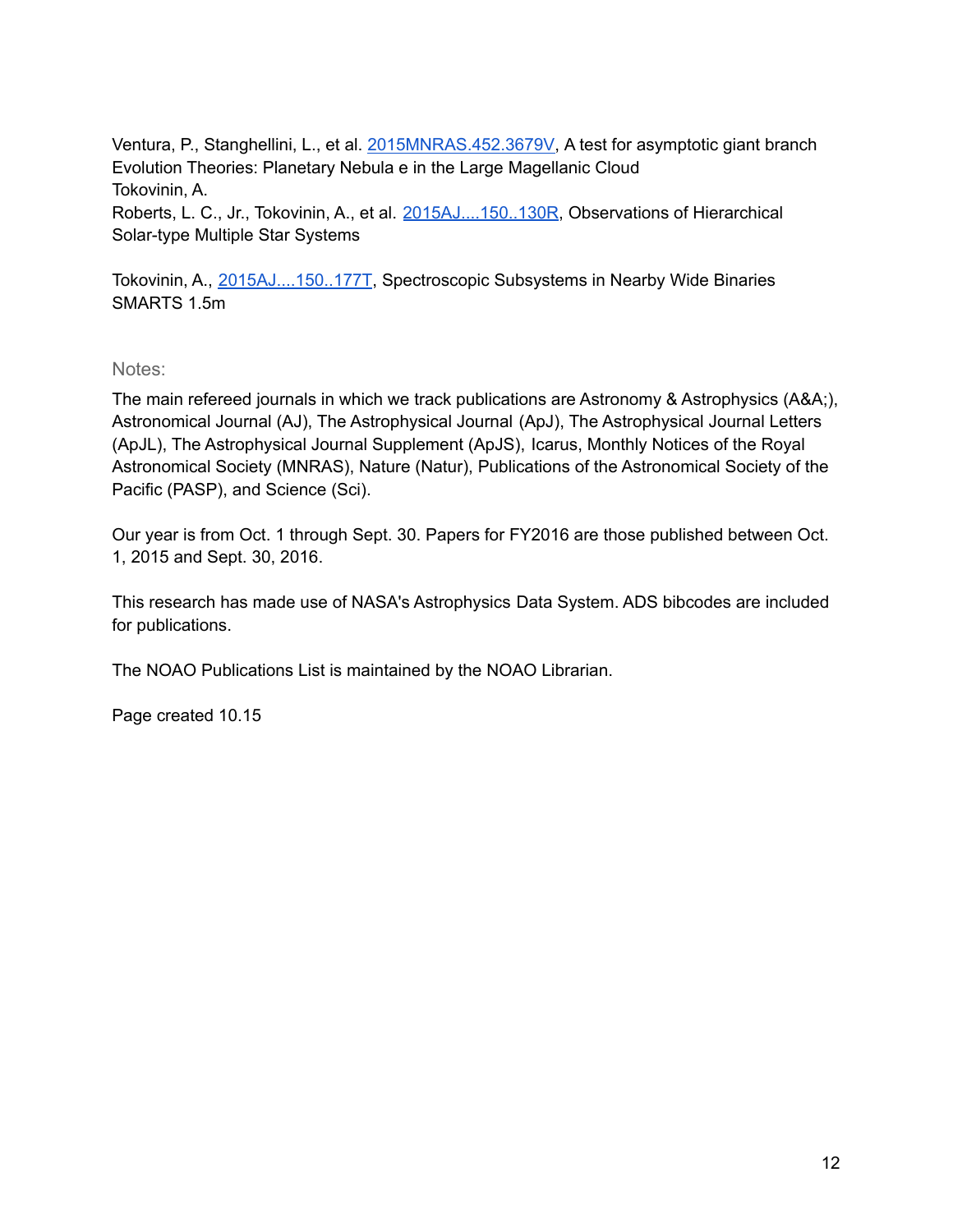Ventura, P., Stanghellini, L., et al. [2015MNRAS.452.3679V](), A test for asymptotic giant branch Evolution Theories: Planetary Nebula e in the Large Magellanic Cloud

Tokovinin, A.

Roberts, L. C., Jr., Tokovinin, A., et al. [2015AJ....150..130R](), Observations of Hierarchical Solar-type Multiple Star Systems

Tokovinin, A., [2015AJ....150..177T](), Spectroscopic Subsystems in Nearby Wide Binaries

SMARTS 1.5m

Notes:

The main refereed journals in which we track publications are Astronomy & Astrophysics (A&A;), Astronomical Journal (AJ), The Astrophysical Journal (ApJ), The Astrophysical Journal Letters (ApJL), The Astrophysical Journal Supplement (ApJS), Icarus, Monthly Notices of the Royal Astronomical Society (MNRAS), Nature (Natur), Publications of the Astronomical Society of the Pacific (PASP), and Science (Sci).

Our year is from Oct. 1 through Sept. 30. Papers for FY2016 are those published between Oct. 1, 2015 and Sept. 30, 2016.

This research has made use of NASA's Astrophysics Data System. ADS bibcodes are included for publications.

The NOAO Publications List is maintained by the NOAO Librarian.

Page created 10.15